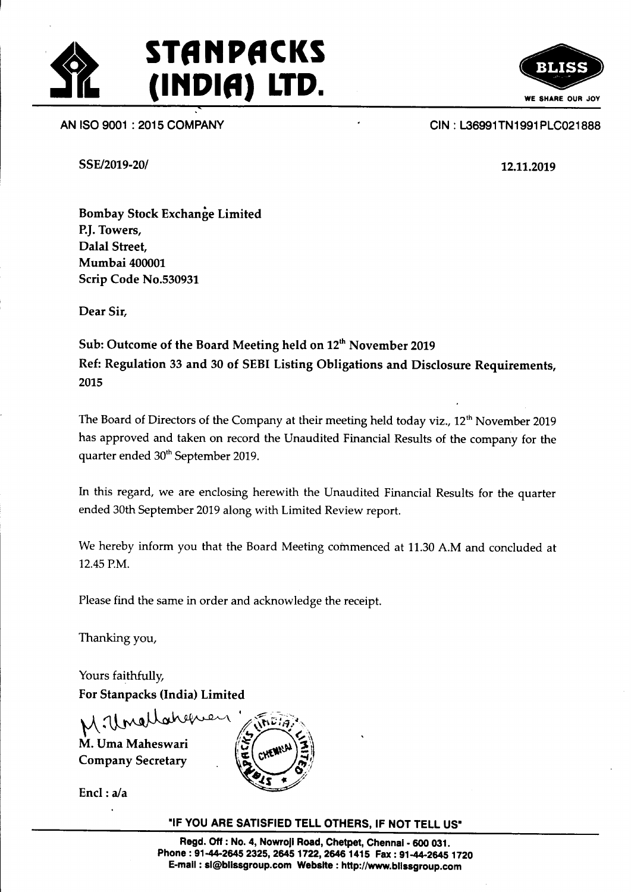# STANPACKS (INDIA) LTD.

BLISS
WE SHARE OUR JOY

AN ISO 9001 : 2015 COMPANY

CIN : L36991TN1991PLC021888

SSE/2019-20/

12.11.2019

**Bombay Stock Exchange Limited**
**P.J. Towers,**
**Dalal Street,**
**Mumbai 400001**
**Scrip Code No.530931**

**Dear Sir,**

**Sub: Outcome of the Board Meeting held on 12th November 2019**
**Ref: Regulation 33 and 30 of SEBI Listing Obligations and Disclosure Requirements, 2015**

The Board of Directors of the Company at their meeting held today viz., 12th November 2019 has approved and taken on record the Unaudited Financial Results of the company for the quarter ended 30th September 2019.

In this regard, we are enclosing herewith the Unaudited Financial Results for the quarter ended 30th September 2019 along with Limited Review report.

We hereby inform you that the Board Meeting commenced at 11.30 A.M and concluded at 12.45 P.M.

Please find the same in order and acknowledge the receipt.

Thanking you,

Yours faithfully,
**For Stanpacks (India) Limited**

**M. Uma Maheswari**
**Company Secretary**

**Encl : a/a**

"IF YOU ARE SATISFIED TELL OTHERS, IF NOT TELL US"

**Regd. Off : No. 4, Nowroji Road, Chetpet, Chennai - 600 031.**
**Phone : 91-44-2645 2325, 2645 1722, 2646 1415 Fax : 91-44-2645 1720**
**E-mail : sl@blissgroup.com Website : http://www.blissgroup.com**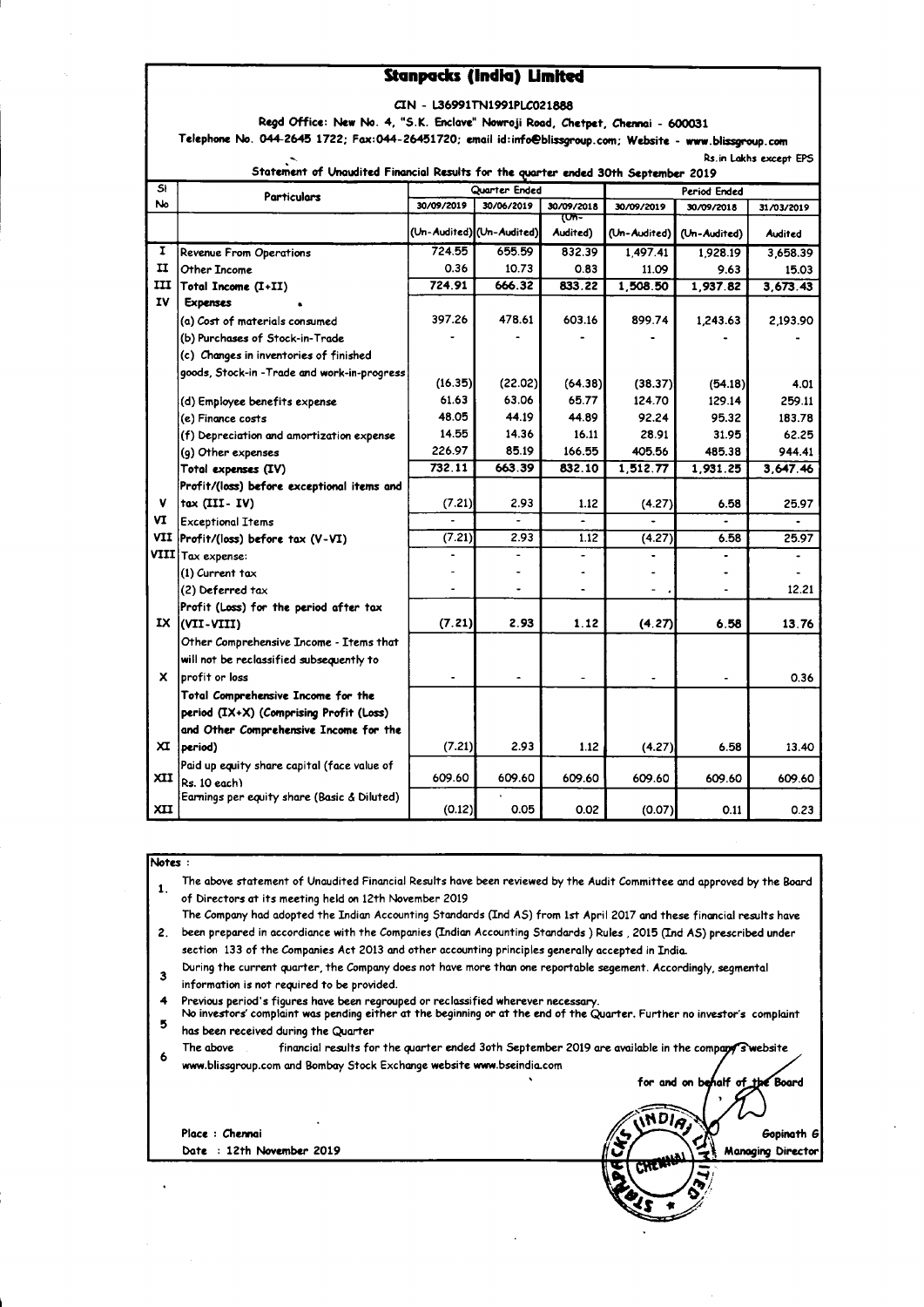# Stanpacks (India) Limited

CIN - L36991TN1991PLC021888

Regd Office: New No. 4, "S.K. Enclave" Nowroji Road, Chetpet, Chennai - 600031

Telephone No. 044-2645 1722; Fax:044-26451720; email id:info@blissgroup.com; Website - www.blissgroup.com

Rs.in Lakhs except EPS

## Statement of Unaudited Financial Results for the quarter ended 30th September 2019

| Sl No | Particulars | Quarter Ended | | | Period Ended | | |
|---|---|---|---|---|---|---|---|
| | | 30/09/2019 | 30/06/2019 | 30/09/2018 | 30/09/2019 | 30/09/2018 | 31/03/2019 |
| | | (Un-Audited) | (Un-Audited) | (Un-Audited) | (Un-Audited) | (Un-Audited) | Audited |
| I | Revenue From Operations | 724.55 | 655.59 | 832.39 | 1,497.41 | 1,928.19 | 3,658.39 |
| II | Other Income | 0.36 | 10.73 | 0.83 | 11.09 | 9.63 | 15.03 |
| III | Total Income (I+II) | 724.91 | 666.32 | 833.22 | 1,508.50 | 1,937.82 | 3,673.43 |
| IV | Expenses | | | | | | |
| | (a) Cost of materials consumed | 397.26 | 478.61 | 603.16 | 899.74 | 1,243.63 | 2,193.90 |
| | (b) Purchases of Stock-in-Trade | - | - | - | - | - | - |
| | (c) Changes in inventories of finished goods, Stock-in -Trade and work-in-progress | (16.35) | (22.02) | (64.38) | (38.37) | (54.18) | 4.01 |
| | (d) Employee benefits expense | 61.63 | 63.06 | 65.77 | 124.70 | 129.14 | 259.11 |
| | (e) Finance costs | 48.05 | 44.19 | 44.89 | 92.24 | 95.32 | 183.78 |
| | (f) Depreciation and amortization expense | 14.55 | 14.36 | 16.11 | 28.91 | 31.95 | 62.25 |
| | (g) Other expenses | 226.97 | 85.19 | 166.55 | 405.56 | 485.38 | 944.41 |
| | Total expenses (IV) | 732.11 | 663.39 | 832.10 | 1,512.77 | 1,931.25 | 3,647.46 |
| V | Profit/(loss) before exceptional items and tax (III- IV) | (7.21) | 2.93 | 1.12 | (4.27) | 6.58 | 25.97 |
| VI | Exceptional Items | - | - | - | - | - | - |
| VII | Profit/(loss) before tax (V-VI) | (7.21) | 2.93 | 1.12 | (4.27) | 6.58 | 25.97 |
| VIII | Tax expense: | - | - | - | - | - | - |
| | (1) Current tax | - | - | - | - | - | - |
| | (2) Deferred tax | - | - | - | - | - | 12.21 |
| IX | Profit (Loss) for the period after tax (VII-VIII) | (7.21) | 2.93 | 1.12 | (4.27) | 6.58 | 13.76 |
| X | Other Comprehensive Income - Items that will not be reclassified subsequently to profit or loss | - | - | - | - | - | 0.36 |
| XI | Total Comprehensive Income for the period (IX+X) (Comprising Profit (Loss) and Other Comprehensive Income for the period) | (7.21) | 2.93 | 1.12 | (4.27) | 6.58 | 13.40 |
| XII | Paid up equity share capital (face value of Rs. 10 each) | 609.60 | 609.60 | 609.60 | 609.60 | 609.60 | 609.60 |
| XII | Earnings per equity share (Basic & Diluted) | (0.12) | 0.05 | 0.02 | (0.07) | 0.11 | 0.23 |

Notes :

1. The above statement of Unaudited Financial Results have been reviewed by the Audit Committee and approved by the Board of Directors at its meeting held on 12th November 2019
2. The Company had adopted the Indian Accounting Standards (Ind AS) from 1st April 2017 and these financial results have been prepared in accordance with the Companies (Indian Accounting Standards ) Rules , 2015 (Ind AS) prescribed under section 133 of the Companies Act 2013 and other accounting principles generally accepted in India.
3. During the current quarter, the Company does not have more than one reportable segement. Accordingly, segmental information is not required to be provided.
4. Previous period's figures have been regrouped or reclassified wherever necessary.
5. No investors' complaint was pending either at the beginning or at the end of the Quarter. Further no investor's complaint has been received during the Quarter
6. The above financial results for the quarter ended 3oth September 2019 are available in the company's website www.blissgroup.com and Bombay Stock Exchange website www.bseindia.com

for and on behalf of the Board

Place : Chennai

Date : 12th November 2019

Gopinath G

Managing Director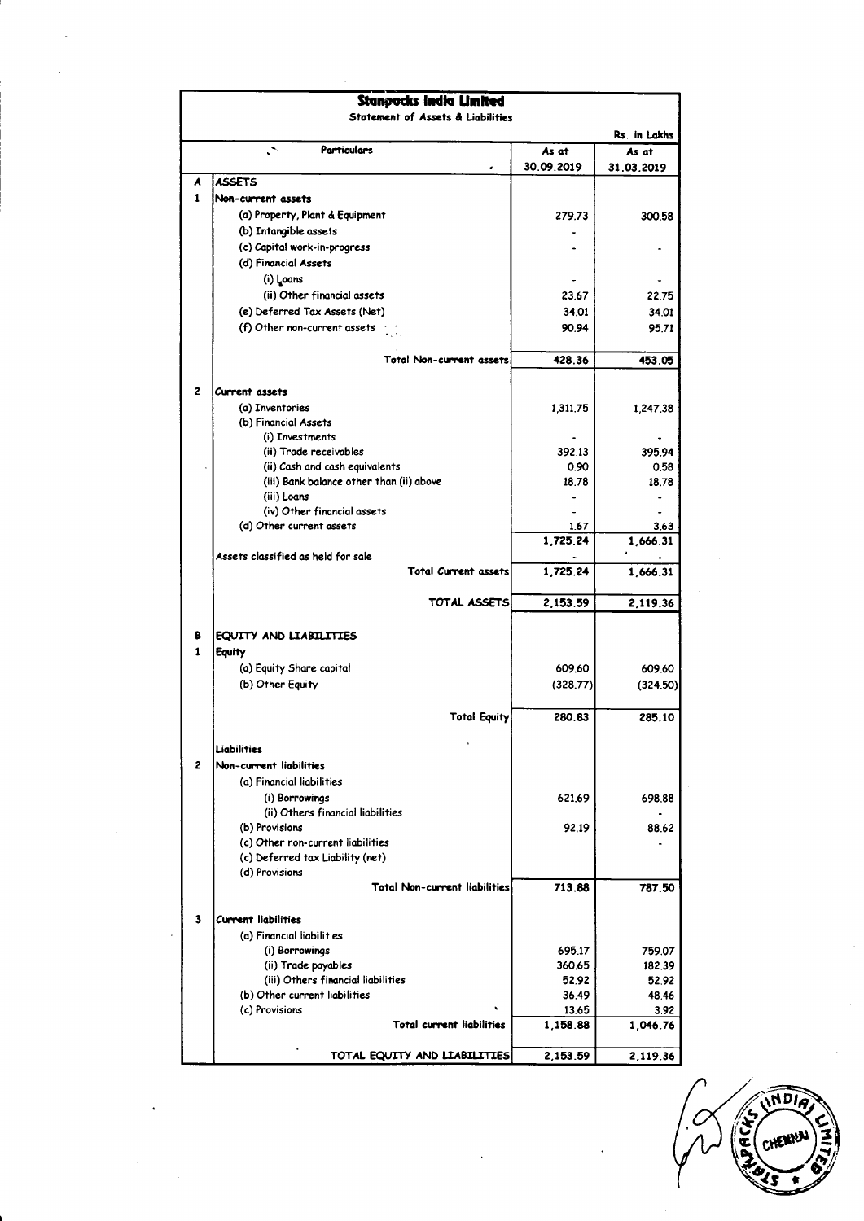# Stanpacks India Limited

## Statement of Assets & Liabilities

Rs. in Lakhs

| | Particulars | As at 30.09.2019 | As at 31.03.2019 |
|---|---|---|---|
| A | ASSETS | | |
| 1 | Non-current assets | | |
| | (a) Property, Plant & Equipment | 279.73 | 300.58 |
| | (b) Intangible assets | - | |
| | (c) Capital work-in-progress | - | - |
| | (d) Financial Assets | | |
| | (i) Loans | - | - |
| | (ii) Other financial assets | 23.67 | 22.75 |
| | (e) Deferred Tax Assets (Net) | 34.01 | 34.01 |
| | (f) Other non-current assets | 90.94 | 95.71 |
| | Total Non-current assets | 428.36 | 453.05 |
| 2 | Current assets | | |
| | (a) Inventories | 1,311.75 | 1,247.38 |
| | (b) Financial Assets | | |
| | (i) Investments | - | - |
| | (ii) Trade receivables | 392.13 | 395.94 |
| | (ii) Cash and cash equivalents | 0.90 | 0.58 |
| | (iii) Bank balance other than (ii) above | 18.78 | 18.78 |
| | (iii) Loans | - | - |
| | (iv) Other financial assets | - | - |
| | (d) Other current assets | 1.67 | 3.63 |
| | | 1,725.24 | 1,666.31 |
| | Assets classified as held for sale | - | - |
| | Total Current assets | 1,725.24 | 1,666.31 |
| | TOTAL ASSETS | 2,153.59 | 2,119.36 |
| B | EQUITY AND LIABILITIES | | |
| 1 | Equity | | |
| | (a) Equity Share capital | 609.60 | 609.60 |
| | (b) Other Equity | (328.77) | (324.50) |
| | Total Equity | 280.83 | 285.10 |
| | Liabilities | | |
| 2 | Non-current liabilities | | |
| | (a) Financial liabilities | | |
| | (i) Borrowings | 621.69 | 698.88 |
| | (ii) Others financial liabilities | | - |
| | (b) Provisions | 92.19 | 88.62 |
| | (c) Other non-current liabilities | | - |
| | (c) Deferred tax Liability (net) | | |
| | (d) Provisions | | |
| | Total Non-current liabilities | 713.88 | 787.50 |
| 3 | Current liabilities | | |
| | (a) Financial liabilities | | |
| | (i) Borrowings | 695.17 | 759.07 |
| | (ii) Trade payables | 360.65 | 182.39 |
| | (iii) Others financial liabilities | 52.92 | 52.92 |
| | (b) Other current liabilities | 36.49 | 48.46 |
| | (c) Provisions | 13.65 | 3.92 |
| | Total current liabilities | 1,158.88 | 1,046.76 |
| | TOTAL EQUITY AND LIABILITIES | 2,153.59 | 2,119.36 |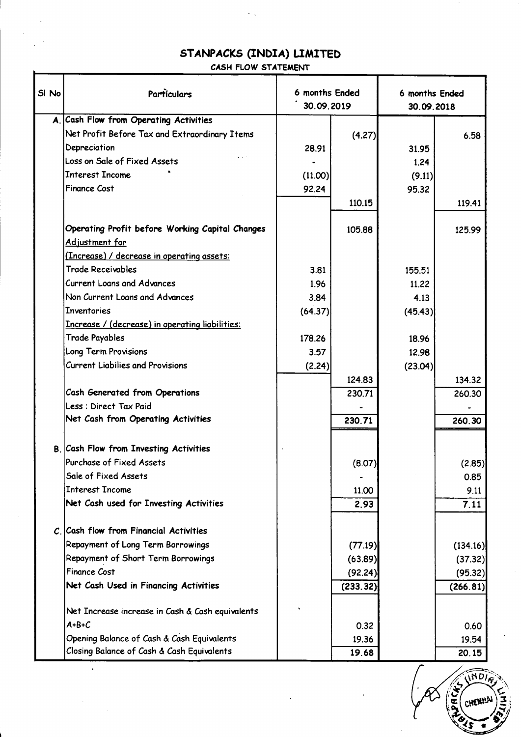# STANPACKS (INDIA) LIMITED

## CASH FLOW STATEMENT

| Sl No | Particulars | 6 months Ended 30.09.2019 | | 6 months Ended 30.09.2018 | |
|---|---|---|---|---|---|
| A. | **Cash Flow from Operating Activities** | | | | |
| | Net Profit Before Tax and Extraordinary Items | | (4.27) | | 6.58 |
| | Depreciation | 28.91 | | 31.95 | |
| | Loss on Sale of Fixed Assets | - | | 1.24 | |
| | Interest Income | (11.00) | | (9.11) | |
| | Finance Cost | 92.24 | | 95.32 | |
| | | | 110.15 | | 119.41 |
| | **Operating Profit before Working Capital Changes** | | 105.88 | | 125.99 |
| | Adjustment for | | | | |
| | (Increase) / decrease in operating assets: | | | | |
| | Trade Receivables | 3.81 | | 155.51 | |
| | Current Loans and Advances | 1.96 | | 11.22 | |
| | Non Current Loans and Advances | 3.84 | | 4.13 | |
| | Inventories | (64.37) | | (45.43) | |
| | Increase / (decrease) in operating liabilities: | | | | |
| | Trade Payables | 178.26 | | 18.96 | |
| | Long Term Provisions | 3.57 | | 12.98 | |
| | Current Liabilies and Provisions | (2.24) | | (23.04) | |
| | | | 124.83 | | 134.32 |
| | **Cash Generated from Operations** | | 230.71 | | 260.30 |
| | Less : Direct Tax Paid | | - | | - |
| | **Net Cash from Operating Activities** | | 230.71 | | 260.30 |
| B. | **Cash Flow from Investing Activities** | | | | |
| | Purchase of Fixed Assets | | (8.07) | | (2.85) |
| | Sale of Fixed Assets | | - | | 0.85 |
| | Interest Income | | 11.00 | | 9.11 |
| | **Net Cash used for Investing Activities** | | 2.93 | | 7.11 |
| C. | **Cash flow from Financial Activities** | | | | |
| | Repayment of Long Term Borrowings | | (77.19) | | (134.16) |
| | Repayment of Short Term Borrowings | | (63.89) | | (37.32) |
| | Finance Cost | | (92.24) | | (95.32) |
| | **Net Cash Used in Financing Activities** | | (233.32) | | (266.81) |
| | Net Increase increase in Cash & Cash equivalents A+B+C | | 0.32 | | 0.60 |
| | Opening Balance of Cash & Cash Equivalents | | 19.36 | | 19.54 |
| | Closing Balance of Cash & Cash Equivalents | | 19.68 | | 20.15 |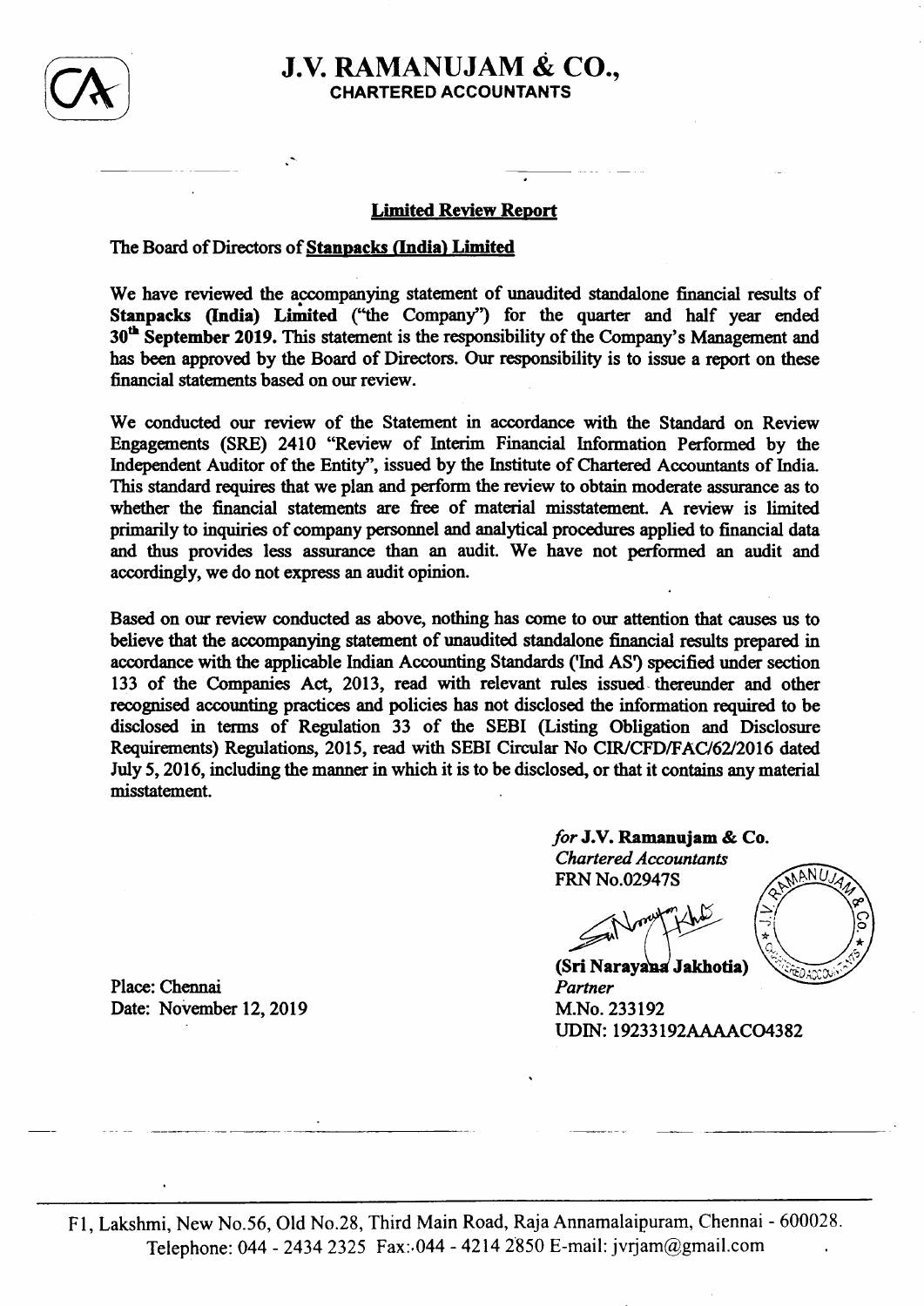# J.V. RAMANUJAM & CO.,

## CHARTERED ACCOUNTANTS

### Limited Review Report

The Board of Directors of **Stanpacks (India) Limited**

We have reviewed the accompanying statement of unaudited standalone financial results of **Stanpacks (India) Limited** ("the Company") for the quarter and half year ended **30th September 2019.** This statement is the responsibility of the Company's Management and has been approved by the Board of Directors. Our responsibility is to issue a report on these financial statements based on our review.

We conducted our review of the Statement in accordance with the Standard on Review Engagements (SRE) 2410 "Review of Interim Financial Information Performed by the Independent Auditor of the Entity", issued by the Institute of Chartered Accountants of India. This standard requires that we plan and perform the review to obtain moderate assurance as to whether the financial statements are free of material misstatement. A review is limited primarily to inquiries of company personnel and analytical procedures applied to financial data and thus provides less assurance than an audit. We have not performed an audit and accordingly, we do not express an audit opinion.

Based on our review conducted as above, nothing has come to our attention that causes us to believe that the accompanying statement of unaudited standalone financial results prepared in accordance with the applicable Indian Accounting Standards ('Ind AS') specified under section 133 of the Companies Act, 2013, read with relevant rules issued thereunder and other recognised accounting practices and policies has not disclosed the information required to be disclosed in terms of Regulation 33 of the SEBI (Listing Obligation and Disclosure Requirements) Regulations, 2015, read with SEBI Circular No CIR/CFD/FAC/62/2016 dated July 5, 2016, including the manner in which it is to be disclosed, or that it contains any material misstatement.

*for* **J.V. Ramanujam & Co.**
*Chartered Accountants*
FRN No.02947S

**(Sri Narayana Jakhotia)**
*Partner*
M.No. 233192
UDIN: 19233192AAAACO4382

Place: Chennai
Date: November 12, 2019

F1, Lakshmi, New No.56, Old No.28, Third Main Road, Raja Annamalaipuram, Chennai - 600028.
Telephone: 044 - 2434 2325 Fax: 044 - 4214 2850 E-mail: jvrjam@gmail.com